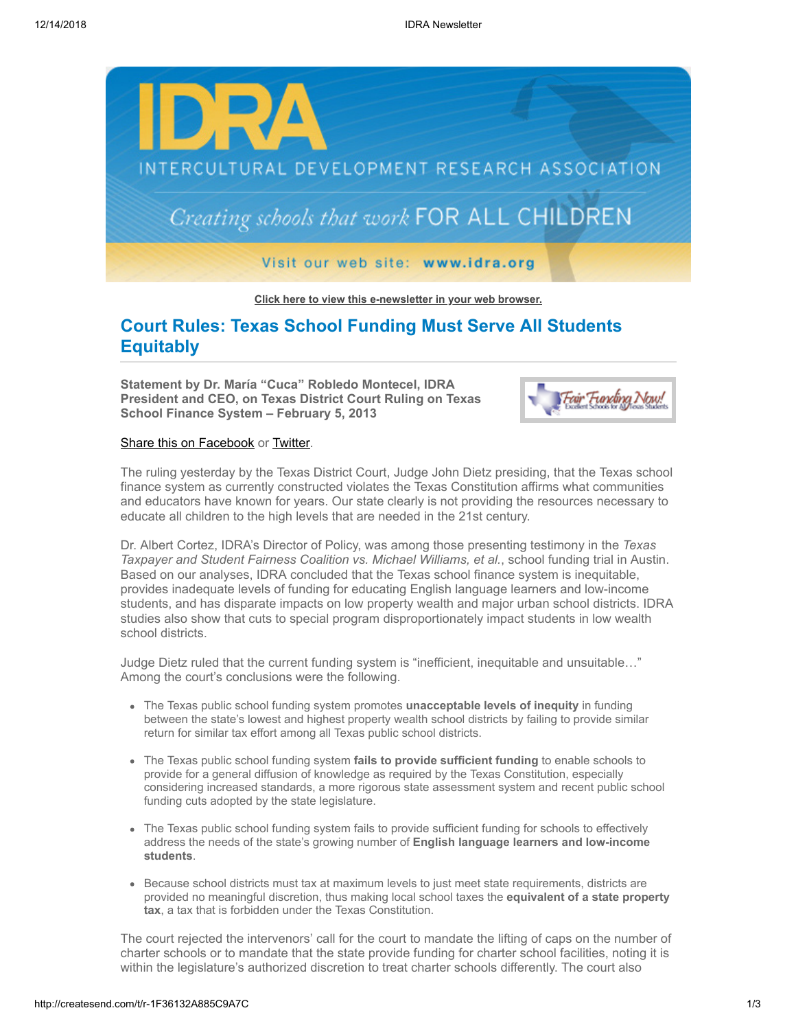Click here to view this e-newsletter in your web browser.

## Court Rules: Texas School Funding Must Serve All Students Equitably

**Statement by Dr. María "Cuca" Robledo Montecel, IDRA President and CEO, on Texas District Court Ruling on Texas School Finance System – February 5, 2013**

Share this on Facebook or Twitter.

The ruling yesterday by the Texas District Court, Judge John Dietz presiding, that the Texas school finance system as currently constructed violates the Texas Constitution affirms what communities and educators have known for years. Our state clearly is not providing the resources necessary to educate all children to the high levels that are needed in the 21st century.

Dr. Albert Cortez, IDRA's Director of Policy, was among those presenting testimony in the *Texas Taxpayer and Student Fairness Coalition vs. Michael Williams, et al.*, school funding trial in Austin. Based on our analyses, IDRA concluded that the Texas school finance system is inequitable, provides inadequate levels of funding for educating English language learners and low-income students, and has disparate impacts on low property wealth and major urban school districts. IDRA studies also show that cuts to special program disproportionately impact students in low wealth school districts.

Judge Dietz ruled that the current funding system is "inefficient, inequitable and unsuitable…" Among the court's conclusions were the following.

- The Texas public school funding system promotes **unacceptable levels of inequity** in funding between the state's lowest and highest property wealth school districts by failing to provide similar return for similar tax effort among all Texas public school districts.
- The Texas public school funding system **fails to provide sufficient funding** to enable schools to provide for a general diffusion of knowledge as required by the Texas Constitution, especially considering increased standards, a more rigorous state assessment system and recent public school funding cuts adopted by the state legislature.
- The Texas public school funding system fails to provide sufficient funding for schools to effectively address the needs of the state's growing number of **English language learners and low-income students**.
- Because school districts must tax at maximum levels to just meet state requirements, districts are provided no meaningful discretion, thus making local school taxes the **equivalent of a state property tax**, a tax that is forbidden under the Texas Constitution.

The court rejected the intervenors' call for the court to mandate the lifting of caps on the number of charter schools or to mandate that the state provide funding for charter school facilities, noting it is within the legislature's authorized discretion to treat charter schools differently. The court also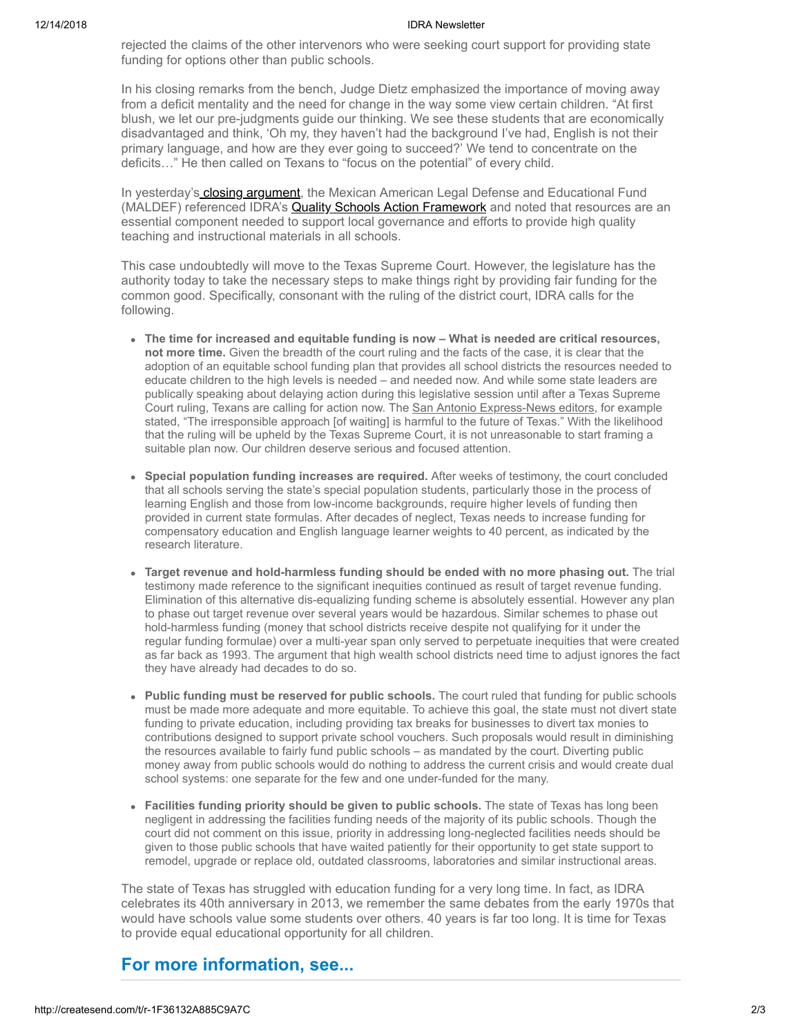rejected the claims of the other intervenors who were seeking court support for providing state funding for options other than public schools.

In his closing remarks from the bench, Judge Dietz emphasized the importance of moving away from a deficit mentality and the need for change in the way some view certain children. “At first blush, we let our pre-judgments guide our thinking. We see these students that are economically disadvantaged and think, ‘Oh my, they haven’t had the background I’ve had, English is not their primary language, and how are they ever going to succeed?’ We tend to concentrate on the deficits…” He then called on Texans to “focus on the potential” of every child.

In yesterday’s closing argument, the Mexican American Legal Defense and Educational Fund (MALDEF) referenced IDRA’s Quality Schools Action Framework and noted that resources are an essential component needed to support local governance and efforts to provide high quality teaching and instructional materials in all schools.

This case undoubtedly will move to the Texas Supreme Court. However, the legislature has the authority today to take the necessary steps to make things right by providing fair funding for the common good. Specifically, consonant with the ruling of the district court, IDRA calls for the following.

- **The time for increased and equitable funding is now – What is needed are critical resources, not more time.** Given the breadth of the court ruling and the facts of the case, it is clear that the adoption of an equitable school funding plan that provides all school districts the resources needed to educate children to the high levels is needed – and needed now. And while some state leaders are publically speaking about delaying action during this legislative session until after a Texas Supreme Court ruling, Texans are calling for action now. The San Antonio Express-News editors, for example stated, “The irresponsible approach [of waiting] is harmful to the future of Texas.” With the likelihood that the ruling will be upheld by the Texas Supreme Court, it is not unreasonable to start framing a suitable plan now. Our children deserve serious and focused attention.

- **Special population funding increases are required.** After weeks of testimony, the court concluded that all schools serving the state’s special population students, particularly those in the process of learning English and those from low-income backgrounds, require higher levels of funding then provided in current state formulas. After decades of neglect, Texas needs to increase funding for compensatory education and English language learner weights to 40 percent, as indicated by the research literature.

- **Target revenue and hold-harmless funding should be ended with no more phasing out.** The trial testimony made reference to the significant inequities continued as result of target revenue funding. Elimination of this alternative dis-equalizing funding scheme is absolutely essential. However any plan to phase out target revenue over several years would be hazardous. Similar schemes to phase out hold-harmless funding (money that school districts receive despite not qualifying for it under the regular funding formulae) over a multi-year span only served to perpetuate inequities that were created as far back as 1993. The argument that high wealth school districts need time to adjust ignores the fact they have already had decades to do so.

- **Public funding must be reserved for public schools.** The court ruled that funding for public schools must be made more adequate and more equitable. To achieve this goal, the state must not divert state funding to private education, including providing tax breaks for businesses to divert tax monies to contributions designed to support private school vouchers. Such proposals would result in diminishing the resources available to fairly fund public schools – as mandated by the court. Diverting public money away from public schools would do nothing to address the current crisis and would create dual school systems: one separate for the few and one under-funded for the many.

- **Facilities funding priority should be given to public schools.** The state of Texas has long been negligent in addressing the facilities funding needs of the majority of its public schools. Though the court did not comment on this issue, priority in addressing long-neglected facilities needs should be given to those public schools that have waited patiently for their opportunity to get state support to remodel, upgrade or replace old, outdated classrooms, laboratories and similar instructional areas.

The state of Texas has struggled with education funding for a very long time. In fact, as IDRA celebrates its 40th anniversary in 2013, we remember the same debates from the early 1970s that would have schools value some students over others. 40 years is far too long. It is time for Texas to provide equal educational opportunity for all children.

## For more information, see...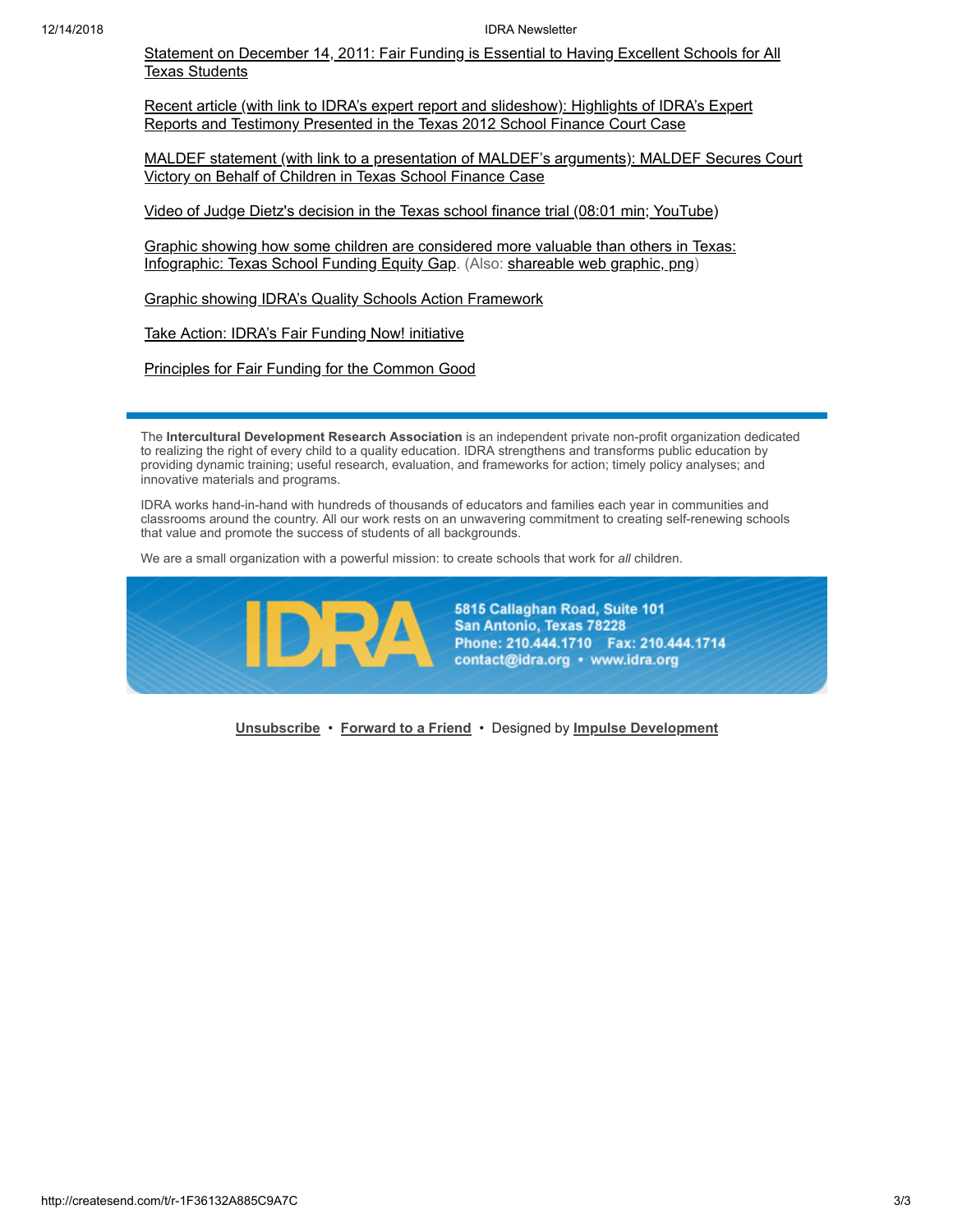[Statement on December 14, 2011: Fair Funding is Essential to Having Excellent Schools for All Texas Students]

[Recent article (with link to IDRA's expert report and slideshow): Highlights of IDRA's Expert Reports and Testimony Presented in the Texas 2012 School Finance Court Case]

[MALDEF statement (with link to a presentation of MALDEF's arguments): MALDEF Secures Court Victory on Behalf of Children in Texas School Finance Case]

[Video of Judge Dietz's decision in the Texas school finance trial (08:01 min; YouTube)]

[Graphic showing how some children are considered more valuable than others in Texas: Infographic: Texas School Funding Equity Gap]. (Also: [shareable web graphic, png])

[Graphic showing IDRA's Quality Schools Action Framework]

[Take Action: IDRA's Fair Funding Now! initiative]

[Principles for Fair Funding for the Common Good]

---

The **Intercultural Development Research Association** is an independent private non-profit organization dedicated to realizing the right of every child to a quality education. IDRA strengthens and transforms public education by providing dynamic training; useful research, evaluation, and frameworks for action; timely policy analyses; and innovative materials and programs.

IDRA works hand-in-hand with hundreds of thousands of educators and families each year in communities and classrooms around the country. All our work rests on an unwavering commitment to creating self-renewing schools that value and promote the success of students of all backgrounds.

We are a small organization with a powerful mission: to create schools that work for *all* children.

IDRA
5815 Callaghan Road, Suite 101
San Antonio, Texas 78228
Phone: 210.444.1710 Fax: 210.444.1714
contact@idra.org • www.idra.org

**Unsubscribe** • **Forward to a Friend** • Designed by **Impulse Development**